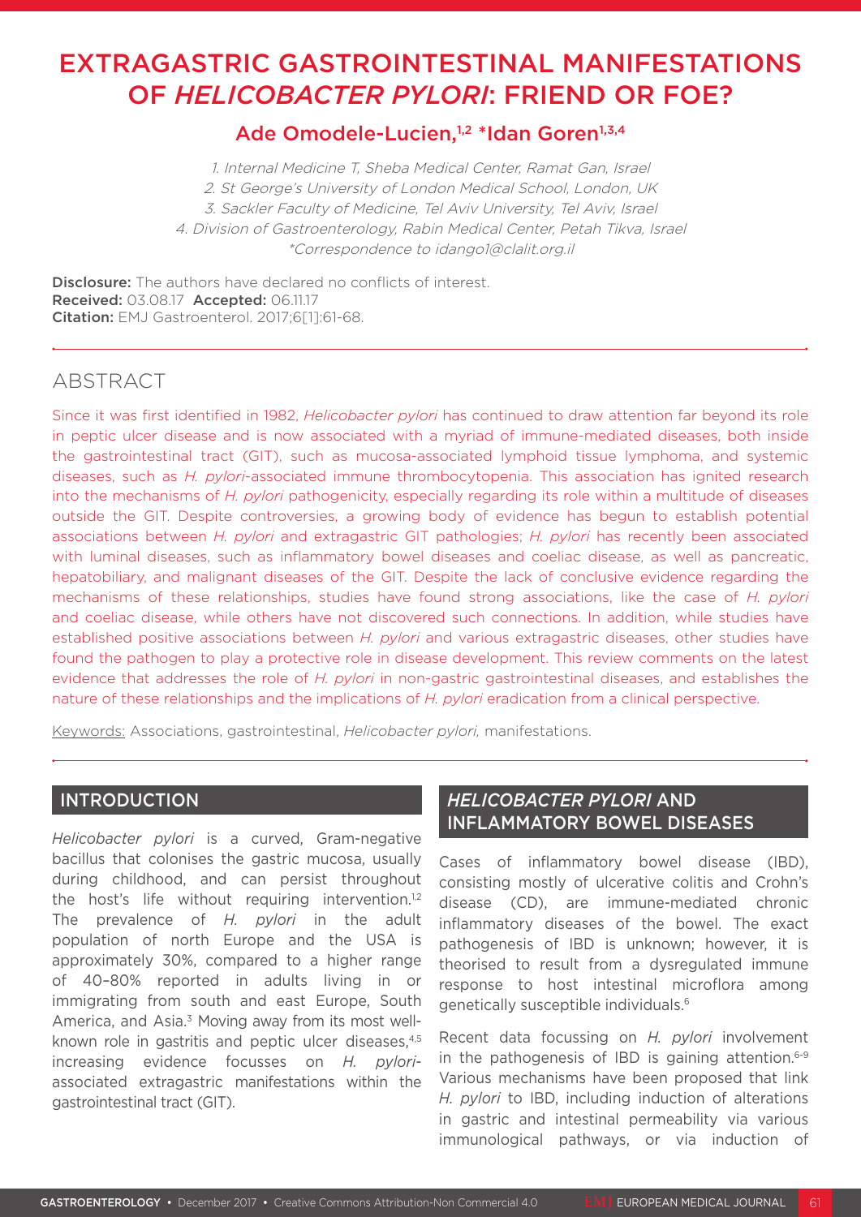# EXTRAGASTRIC GASTROINTESTINAL MANIFESTATIONS OF *HELICOBACTER PYLORI*: FRIEND OR FOE?

**Ade Omodele-Lucien,[1,2] *Idan Goren[1,3,4]**

1. Internal Medicine T, Sheba Medical Center, Ramat Gan, Israel
2. St George's University of London Medical School, London, UK
3. Sackler Faculty of Medicine, Tel Aviv University, Tel Aviv, Israel
4. Division of Gastroenterology, Rabin Medical Center, Petah Tikva, Israel

*Correspondence to idango1@clalit.org.il

**Disclosure:** The authors have declared no conflicts of interest.
**Received:** 03.08.17 **Accepted:** 06.11.17
**Citation:** EMJ Gastroenterol. 2017;6[1]:61-68.

## ABSTRACT

Since it was first identified in 1982, *Helicobacter pylori* has continued to draw attention far beyond its role in peptic ulcer disease and is now associated with a myriad of immune-mediated diseases, both inside the gastrointestinal tract (GIT), such as mucosa-associated lymphoid tissue lymphoma, and systemic diseases, such as *H. pylori*-associated immune thrombocytopenia. This association has ignited research into the mechanisms of *H. pylori* pathogenicity, especially regarding its role within a multitude of diseases outside the GIT. Despite controversies, a growing body of evidence has begun to establish potential associations between *H. pylori* and extragastric GIT pathologies; *H. pylori* has recently been associated with luminal diseases, such as inflammatory bowel diseases and coeliac disease, as well as pancreatic, hepatobiliary, and malignant diseases of the GIT. Despite the lack of conclusive evidence regarding the mechanisms of these relationships, studies have found strong associations, like the case of *H. pylori* and coeliac disease, while others have not discovered such connections. In addition, while studies have established positive associations between *H. pylori* and various extragastric diseases, other studies have found the pathogen to play a protective role in disease development. This review comments on the latest evidence that addresses the role of *H. pylori* in non-gastric gastrointestinal diseases, and establishes the nature of these relationships and the implications of *H. pylori* eradication from a clinical perspective.

Keywords: Associations, gastrointestinal, *Helicobacter pylori*, manifestations.

## INTRODUCTION

*Helicobacter pylori* is a curved, Gram-negative bacillus that colonises the gastric mucosa, usually during childhood, and can persist throughout the host's life without requiring intervention.[1,2] The prevalence of *H. pylori* in the adult population of north Europe and the USA is approximately 30%, compared to a higher range of 40–80% reported in adults living in or immigrating from south and east Europe, South America, and Asia.[3] Moving away from its most well-known role in gastritis and peptic ulcer diseases,[4,5] increasing evidence focusses on *H. pylori*-associated extragastric manifestations within the gastrointestinal tract (GIT).

## *HELICOBACTER PYLORI* AND INFLAMMATORY BOWEL DISEASES

Cases of inflammatory bowel disease (IBD), consisting mostly of ulcerative colitis and Crohn's disease (CD), are immune-mediated chronic inflammatory diseases of the bowel. The exact pathogenesis of IBD is unknown; however, it is theorised to result from a dysregulated immune response to host intestinal microflora among genetically susceptible individuals.[6]

Recent data focussing on *H. pylori* involvement in the pathogenesis of IBD is gaining attention.[6-9] Various mechanisms have been proposed that link *H. pylori* to IBD, including induction of alterations in gastric and intestinal permeability via various immunological pathways, or via induction of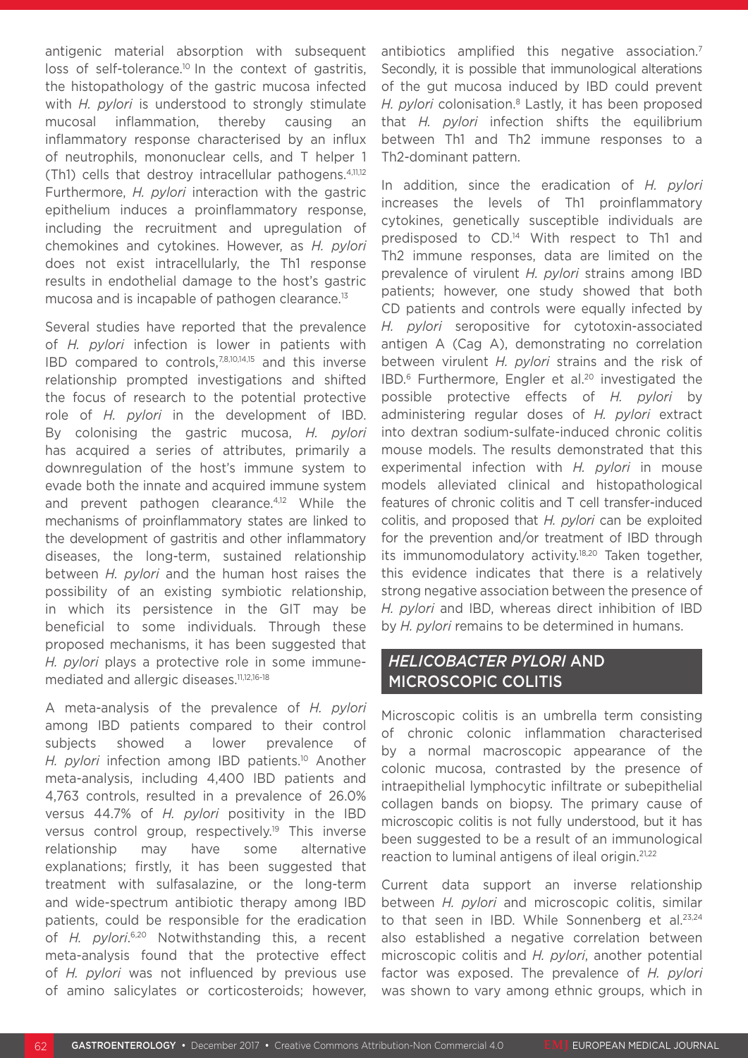antigenic material absorption with subsequent loss of self-tolerance.[10] In the context of gastritis, the histopathology of the gastric mucosa infected with *H. pylori* is understood to strongly stimulate mucosal inflammation, thereby causing an inflammatory response characterised by an influx of neutrophils, mononuclear cells, and T helper 1 (Th1) cells that destroy intracellular pathogens.[4,11,12] Furthermore, *H. pylori* interaction with the gastric epithelium induces a proinflammatory response, including the recruitment and upregulation of chemokines and cytokines. However, as *H. pylori* does not exist intracellularly, the Th1 response results in endothelial damage to the host's gastric mucosa and is incapable of pathogen clearance.[13]

Several studies have reported that the prevalence of *H. pylori* infection is lower in patients with IBD compared to controls,[7,8,10,14,15] and this inverse relationship prompted investigations and shifted the focus of research to the potential protective role of *H. pylori* in the development of IBD. By colonising the gastric mucosa, *H. pylori* has acquired a series of attributes, primarily a downregulation of the host's immune system to evade both the innate and acquired immune system and prevent pathogen clearance.[4,12] While the mechanisms of proinflammatory states are linked to the development of gastritis and other inflammatory diseases, the long-term, sustained relationship between *H. pylori* and the human host raises the possibility of an existing symbiotic relationship, in which its persistence in the GIT may be beneficial to some individuals. Through these proposed mechanisms, it has been suggested that *H. pylori* plays a protective role in some immune-mediated and allergic diseases.[11,12,16-18]

A meta-analysis of the prevalence of *H. pylori* among IBD patients compared to their control subjects showed a lower prevalence of *H. pylori* infection among IBD patients.[10] Another meta-analysis, including 4,400 IBD patients and 4,763 controls, resulted in a prevalence of 26.0% versus 44.7% of *H. pylori* positivity in the IBD versus control group, respectively.[19] This inverse relationship may have some alternative explanations; firstly, it has been suggested that treatment with sulfasalazine, or the long-term and wide-spectrum antibiotic therapy among IBD patients, could be responsible for the eradication of *H. pylori*.[6,20] Notwithstanding this, a recent meta-analysis found that the protective effect of *H. pylori* was not influenced by previous use of amino salicylates or corticosteroids; however, antibiotics amplified this negative association.[7] Secondly, it is possible that immunological alterations of the gut mucosa induced by IBD could prevent *H. pylori* colonisation.[8] Lastly, it has been proposed that *H. pylori* infection shifts the equilibrium between Th1 and Th2 immune responses to a Th2-dominant pattern.

In addition, since the eradication of *H. pylori* increases the levels of Th1 proinflammatory cytokines, genetically susceptible individuals are predisposed to CD.[14] With respect to Th1 and Th2 immune responses, data are limited on the prevalence of virulent *H. pylori* strains among IBD patients; however, one study showed that both CD patients and controls were equally infected by *H. pylori* seropositive for cytotoxin-associated antigen A (Cag A), demonstrating no correlation between virulent *H. pylori* strains and the risk of IBD.[6] Furthermore, Engler et al.[20] investigated the possible protective effects of *H. pylori* by administering regular doses of *H. pylori* extract into dextran sodium-sulfate-induced chronic colitis mouse models. The results demonstrated that this experimental infection with *H. pylori* in mouse models alleviated clinical and histopathological features of chronic colitis and T cell transfer-induced colitis, and proposed that *H. pylori* can be exploited for the prevention and/or treatment of IBD through its immunomodulatory activity.[18,20] Taken together, this evidence indicates that there is a relatively strong negative association between the presence of *H. pylori* and IBD, whereas direct inhibition of IBD by *H. pylori* remains to be determined in humans.

## *HELICOBACTER PYLORI* AND MICROSCOPIC COLITIS

Microscopic colitis is an umbrella term consisting of chronic colonic inflammation characterised by a normal macroscopic appearance of the colonic mucosa, contrasted by the presence of intraepithelial lymphocytic infiltrate or subepithelial collagen bands on biopsy. The primary cause of microscopic colitis is not fully understood, but it has been suggested to be a result of an immunological reaction to luminal antigens of ileal origin.[21,22]

Current data support an inverse relationship between *H. pylori* and microscopic colitis, similar to that seen in IBD. While Sonnenberg et al.[23,24] also established a negative correlation between microscopic colitis and *H. pylori*, another potential factor was exposed. The prevalence of *H. pylori* was shown to vary among ethnic groups, which in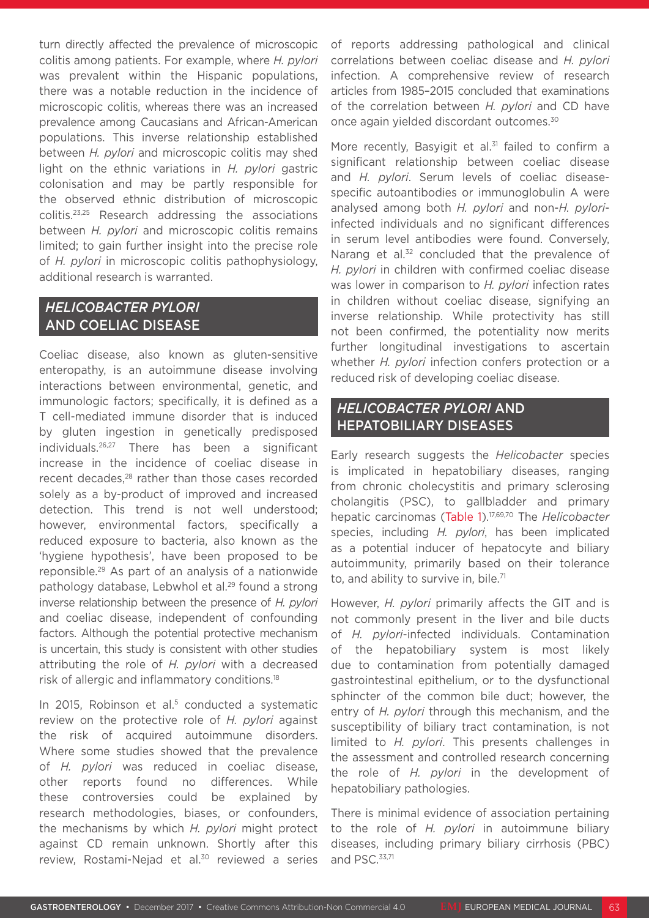turn directly affected the prevalence of microscopic colitis among patients. For example, where *H. pylori* was prevalent within the Hispanic populations, there was a notable reduction in the incidence of microscopic colitis, whereas there was an increased prevalence among Caucasians and African-American populations. This inverse relationship established between *H. pylori* and microscopic colitis may shed light on the ethnic variations in *H. pylori* gastric colonisation and may be partly responsible for the observed ethnic distribution of microscopic colitis.[23,25] Research addressing the associations between *H. pylori* and microscopic colitis remains limited; to gain further insight into the precise role of *H. pylori* in microscopic colitis pathophysiology, additional research is warranted.

## *HELICOBACTER PYLORI* AND COELIAC DISEASE

Coeliac disease, also known as gluten-sensitive enteropathy, is an autoimmune disease involving interactions between environmental, genetic, and immunologic factors; specifically, it is defined as a T cell-mediated immune disorder that is induced by gluten ingestion in genetically predisposed individuals.[26,27] There has been a significant increase in the incidence of coeliac disease in recent decades,[28] rather than those cases recorded solely as a by-product of improved and increased detection. This trend is not well understood; however, environmental factors, specifically a reduced exposure to bacteria, also known as the 'hygiene hypothesis', have been proposed to be reponsible.[29] As part of an analysis of a nationwide pathology database, Lebwhol et al.[29] found a strong inverse relationship between the presence of *H. pylori* and coeliac disease, independent of confounding factors. Although the potential protective mechanism is uncertain, this study is consistent with other studies attributing the role of *H. pylori* with a decreased risk of allergic and inflammatory conditions.[18]

In 2015, Robinson et al.[5] conducted a systematic review on the protective role of *H. pylori* against the risk of acquired autoimmune disorders. Where some studies showed that the prevalence of *H. pylori* was reduced in coeliac disease, other reports found no differences. While these controversies could be explained by research methodologies, biases, or confounders, the mechanisms by which *H. pylori* might protect against CD remain unknown. Shortly after this review, Rostami-Nejad et al.[30] reviewed a series of reports addressing pathological and clinical correlations between coeliac disease and *H. pylori* infection. A comprehensive review of research articles from 1985–2015 concluded that examinations of the correlation between *H. pylori* and CD have once again yielded discordant outcomes.[30]

More recently, Basyigit et al.[31] failed to confirm a significant relationship between coeliac disease and *H. pylori*. Serum levels of coeliac disease-specific autoantibodies or immunoglobulin A were analysed among both *H. pylori* and non-*H. pylori*-infected individuals and no significant differences in serum level antibodies were found. Conversely, Narang et al.[32] concluded that the prevalence of *H. pylori* in children with confirmed coeliac disease was lower in comparison to *H. pylori* infection rates in children without coeliac disease, signifying an inverse relationship. While protectivity has still not been confirmed, the potentiality now merits further longitudinal investigations to ascertain whether *H. pylori* infection confers protection or a reduced risk of developing coeliac disease.

## *HELICOBACTER PYLORI* AND HEPATOBILIARY DISEASES

Early research suggests the *Helicobacter* species is implicated in hepatobiliary diseases, ranging from chronic cholecystitis and primary sclerosing cholangitis (PSC), to gallbladder and primary hepatic carcinomas (Table 1).[17,69,70] The *Helicobacter* species, including *H. pylori*, has been implicated as a potential inducer of hepatocyte and biliary autoimmunity, primarily based on their tolerance to, and ability to survive in, bile.[71]

However, *H. pylori* primarily affects the GIT and is not commonly present in the liver and bile ducts of *H. pylori*-infected individuals. Contamination of the hepatobiliary system is most likely due to contamination from potentially damaged gastrointestinal epithelium, or to the dysfunctional sphincter of the common bile duct; however, the entry of *H. pylori* through this mechanism, and the susceptibility of biliary tract contamination, is not limited to *H. pylori*. This presents challenges in the assessment and controlled research concerning the role of *H. pylori* in the development of hepatobiliary pathologies.

There is minimal evidence of association pertaining to the role of *H. pylori* in autoimmune biliary diseases, including primary biliary cirrhosis (PBC) and PSC.[33,71]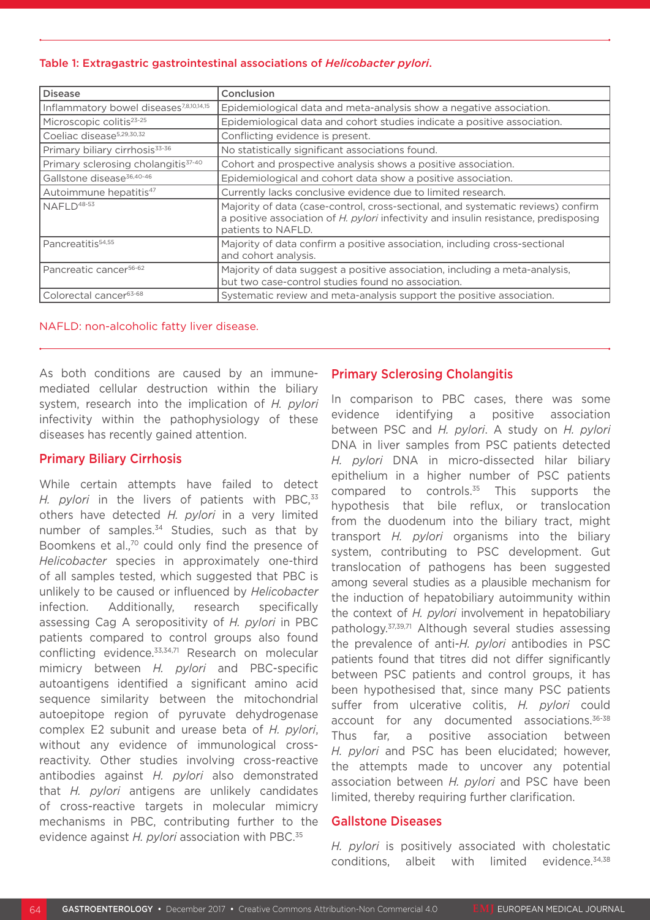**Table 1: Extragastric gastrointestinal associations of *Helicobacter pylori*.**

| Disease | Conclusion |
|---|---|
| Inflammatory bowel diseases[7,8,10,14,15] | Epidemiological data and meta-analysis show a negative association. |
| Microscopic colitis[23-25] | Epidemiological data and cohort studies indicate a positive association. |
| Coeliac disease[5,29,30,32] | Conflicting evidence is present. |
| Primary biliary cirrhosis[33-36] | No statistically significant associations found. |
| Primary sclerosing cholangitis[37-40] | Cohort and prospective analysis shows a positive association. |
| Gallstone disease[36,40-46] | Epidemiological and cohort data show a positive association. |
| Autoimmune hepatitis[47] | Currently lacks conclusive evidence due to limited research. |
| NAFLD[48-53] | Majority of data (case-control, cross-sectional, and systematic reviews) confirm a positive association of *H. pylori* infectivity and insulin resistance, predisposing patients to NAFLD. |
| Pancreatitis[54,55] | Majority of data confirm a positive association, including cross-sectional and cohort analysis. |
| Pancreatic cancer[56-62] | Majority of data suggest a positive association, including a meta-analysis, but two case-control studies found no association. |
| Colorectal cancer[63-68] | Systematic review and meta-analysis support the positive association. |

NAFLD: non-alcoholic fatty liver disease.

As both conditions are caused by an immune-mediated cellular destruction within the biliary system, research into the implication of *H. pylori* infectivity within the pathophysiology of these diseases has recently gained attention.

## Primary Biliary Cirrhosis

While certain attempts have failed to detect *H. pylori* in the livers of patients with PBC,[33] others have detected *H. pylori* in a very limited number of samples.[34] Studies, such as that by Boomkens et al.,[70] could only find the presence of *Helicobacter* species in approximately one-third of all samples tested, which suggested that PBC is unlikely to be caused or influenced by *Helicobacter* infection. Additionally, research specifically assessing Cag A seropositivity of *H. pylori* in PBC patients compared to control groups also found conflicting evidence.[33,34,71] Research on molecular mimicry between *H. pylori* and PBC-specific autoantigens identified a significant amino acid sequence similarity between the mitochondrial autoepitope region of pyruvate dehydrogenase complex E2 subunit and urease beta of *H. pylori*, without any evidence of immunological cross-reactivity. Other studies involving cross-reactive antibodies against *H. pylori* also demonstrated that *H. pylori* antigens are unlikely candidates of cross-reactive targets in molecular mimicry mechanisms in PBC, contributing further to the evidence against *H. pylori* association with PBC.[35]

## Primary Sclerosing Cholangitis

In comparison to PBC cases, there was some evidence identifying a positive association between PSC and *H. pylori*. A study on *H. pylori* DNA in liver samples from PSC patients detected *H. pylori* DNA in micro-dissected hilar biliary epithelium in a higher number of PSC patients compared to controls.[35] This supports the hypothesis that bile reflux, or translocation from the duodenum into the biliary tract, might transport *H. pylori* organisms into the biliary system, contributing to PSC development. Gut translocation of pathogens has been suggested among several studies as a plausible mechanism for the induction of hepatobiliary autoimmunity within the context of *H. pylori* involvement in hepatobiliary pathology.[37,39,71] Although several studies assessing the prevalence of anti-*H. pylori* antibodies in PSC patients found that titres did not differ significantly between PSC patients and control groups, it has been hypothesised that, since many PSC patients suffer from ulcerative colitis, *H. pylori* could account for any documented associations.[36-38] Thus far, a positive association between *H. pylori* and PSC has been elucidated; however, the attempts made to uncover any potential association between *H. pylori* and PSC have been limited, thereby requiring further clarification.

## Gallstone Diseases

*H. pylori* is positively associated with cholestatic conditions, albeit with limited evidence.[34,38]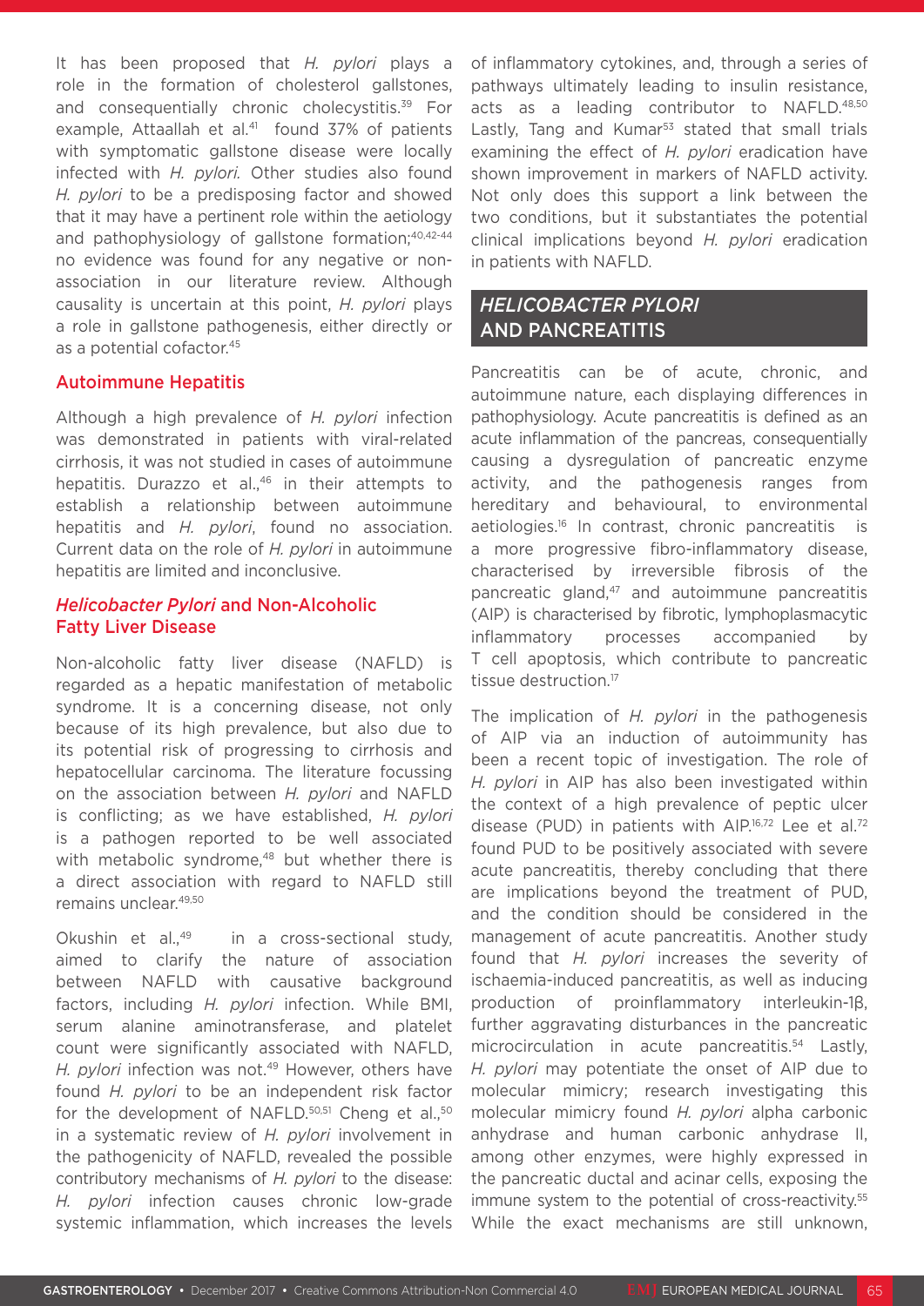It has been proposed that *H. pylori* plays a role in the formation of cholesterol gallstones, and consequentially chronic cholecystitis.[39] For example, Attaallah et al.[41] found 37% of patients with symptomatic gallstone disease were locally infected with *H. pylori.* Other studies also found *H. pylori* to be a predisposing factor and showed that it may have a pertinent role within the aetiology and pathophysiology of gallstone formation;[40,42-44] no evidence was found for any negative or non-association in our literature review. Although causality is uncertain at this point, *H. pylori* plays a role in gallstone pathogenesis, either directly or as a potential cofactor.[45]

### Autoimmune Hepatitis

Although a high prevalence of *H. pylori* infection was demonstrated in patients with viral-related cirrhosis, it was not studied in cases of autoimmune hepatitis. Durazzo et al.,[46] in their attempts to establish a relationship between autoimmune hepatitis and *H. pylori*, found no association. Current data on the role of *H. pylori* in autoimmune hepatitis are limited and inconclusive.

### *Helicobacter Pylori* and Non-Alcoholic Fatty Liver Disease

Non-alcoholic fatty liver disease (NAFLD) is regarded as a hepatic manifestation of metabolic syndrome. It is a concerning disease, not only because of its high prevalence, but also due to its potential risk of progressing to cirrhosis and hepatocellular carcinoma. The literature focussing on the association between *H. pylori* and NAFLD is conflicting; as we have established, *H. pylori* is a pathogen reported to be well associated with metabolic syndrome,[48] but whether there is a direct association with regard to NAFLD still remains unclear.[49,50]

Okushin et al.,[49] in a cross-sectional study, aimed to clarify the nature of association between NAFLD with causative background factors, including *H. pylori* infection. While BMI, serum alanine aminotransferase, and platelet count were significantly associated with NAFLD, *H. pylori* infection was not.[49] However, others have found *H. pylori* to be an independent risk factor for the development of NAFLD.[50,51] Cheng et al.,[50] in a systematic review of *H. pylori* involvement in the pathogenicity of NAFLD, revealed the possible contributory mechanisms of *H. pylori* to the disease: *H. pylori* infection causes chronic low-grade systemic inflammation, which increases the levels of inflammatory cytokines, and, through a series of pathways ultimately leading to insulin resistance, acts as a leading contributor to NAFLD.[48,50] Lastly, Tang and Kumar[53] stated that small trials examining the effect of *H. pylori* eradication have shown improvement in markers of NAFLD activity. Not only does this support a link between the two conditions, but it substantiates the potential clinical implications beyond *H. pylori* eradication in patients with NAFLD.

## *HELICOBACTER PYLORI* AND PANCREATITIS

Pancreatitis can be of acute, chronic, and autoimmune nature, each displaying differences in pathophysiology. Acute pancreatitis is defined as an acute inflammation of the pancreas, consequentially causing a dysregulation of pancreatic enzyme activity, and the pathogenesis ranges from hereditary and behavioural, to environmental aetiologies.[16] In contrast, chronic pancreatitis is a more progressive fibro-inflammatory disease, characterised by irreversible fibrosis of the pancreatic gland,[47] and autoimmune pancreatitis (AIP) is characterised by fibrotic, lymphoplasmacytic inflammatory processes accompanied by T cell apoptosis, which contribute to pancreatic tissue destruction.[17]

The implication of *H. pylori* in the pathogenesis of AIP via an induction of autoimmunity has been a recent topic of investigation. The role of *H. pylori* in AIP has also been investigated within the context of a high prevalence of peptic ulcer disease (PUD) in patients with AIP.[16,72] Lee et al.[72] found PUD to be positively associated with severe acute pancreatitis, thereby concluding that there are implications beyond the treatment of PUD, and the condition should be considered in the management of acute pancreatitis. Another study found that *H. pylori* increases the severity of ischaemia-induced pancreatitis, as well as inducing production of proinflammatory interleukin-1β, further aggravating disturbances in the pancreatic microcirculation in acute pancreatitis.[54] Lastly, *H. pylori* may potentiate the onset of AIP due to molecular mimicry; research investigating this molecular mimicry found *H. pylori* alpha carbonic anhydrase and human carbonic anhydrase II, among other enzymes, were highly expressed in the pancreatic ductal and acinar cells, exposing the immune system to the potential of cross-reactivity.[55] While the exact mechanisms are still unknown,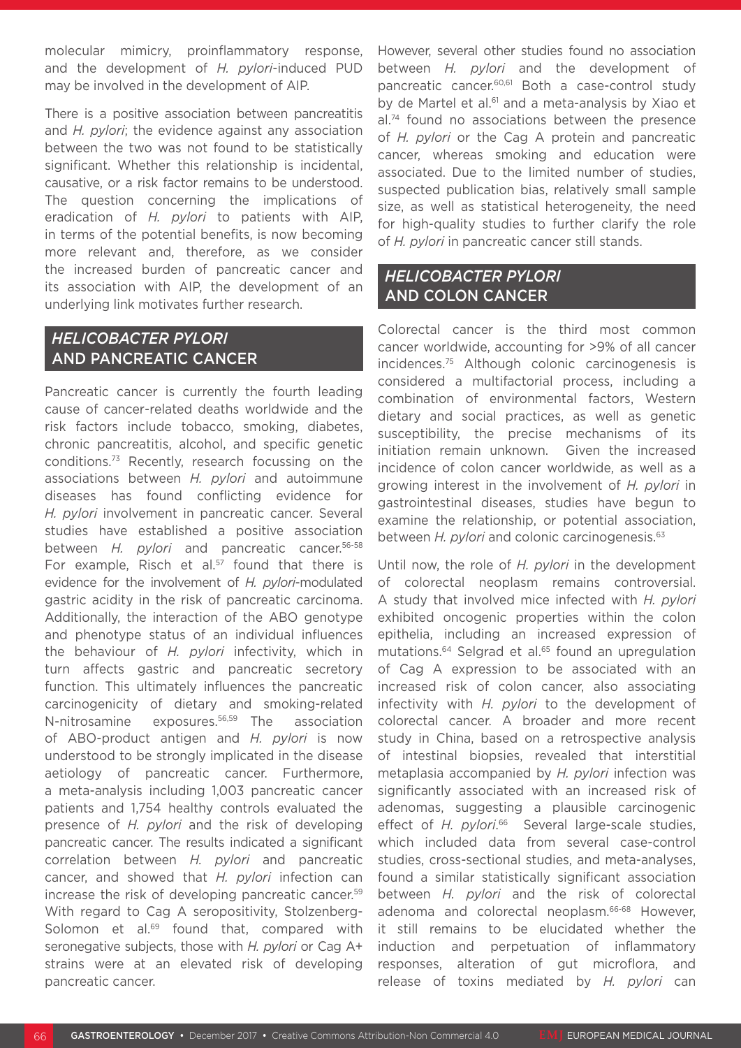molecular mimicry, proinflammatory response, and the development of *H. pylori*-induced PUD may be involved in the development of AIP.

There is a positive association between pancreatitis and *H. pylori*; the evidence against any association between the two was not found to be statistically significant. Whether this relationship is incidental, causative, or a risk factor remains to be understood. The question concerning the implications of eradication of *H. pylori* to patients with AIP, in terms of the potential benefits, is now becoming more relevant and, therefore, as we consider the increased burden of pancreatic cancer and its association with AIP, the development of an underlying link motivates further research.

## *HELICOBACTER PYLORI* AND PANCREATIC CANCER

Pancreatic cancer is currently the fourth leading cause of cancer-related deaths worldwide and the risk factors include tobacco, smoking, diabetes, chronic pancreatitis, alcohol, and specific genetic conditions.[73] Recently, research focussing on the associations between *H. pylori* and autoimmune diseases has found conflicting evidence for *H. pylori* involvement in pancreatic cancer. Several studies have established a positive association between *H. pylori* and pancreatic cancer.[56-58] For example, Risch et al.[57] found that there is evidence for the involvement of *H. pylori*-modulated gastric acidity in the risk of pancreatic carcinoma. Additionally, the interaction of the ABO genotype and phenotype status of an individual influences the behaviour of *H. pylori* infectivity, which in turn affects gastric and pancreatic secretory function. This ultimately influences the pancreatic carcinogenicity of dietary and smoking-related N-nitrosamine exposures.[56,59] The association of ABO-product antigen and *H. pylori* is now understood to be strongly implicated in the disease aetiology of pancreatic cancer. Furthermore, a meta-analysis including 1,003 pancreatic cancer patients and 1,754 healthy controls evaluated the presence of *H. pylori* and the risk of developing pancreatic cancer. The results indicated a significant correlation between *H. pylori* and pancreatic cancer, and showed that *H. pylori* infection can increase the risk of developing pancreatic cancer.[59] With regard to Cag A seropositivity, Stolzenberg-Solomon et al.[69] found that, compared with seronegative subjects, those with *H. pylori* or Cag A+ strains were at an elevated risk of developing pancreatic cancer.

However, several other studies found no association between *H. pylori* and the development of pancreatic cancer.[60,61] Both a case-control study by de Martel et al.[61] and a meta-analysis by Xiao et al.[74] found no associations between the presence of *H. pylori* or the Cag A protein and pancreatic cancer, whereas smoking and education were associated. Due to the limited number of studies, suspected publication bias, relatively small sample size, as well as statistical heterogeneity, the need for high-quality studies to further clarify the role of *H. pylori* in pancreatic cancer still stands.

## *HELICOBACTER PYLORI* AND COLON CANCER

Colorectal cancer is the third most common cancer worldwide, accounting for >9% of all cancer incidences.[75] Although colonic carcinogenesis is considered a multifactorial process, including a combination of environmental factors, Western dietary and social practices, as well as genetic susceptibility, the precise mechanisms of its initiation remain unknown. Given the increased incidence of colon cancer worldwide, as well as a growing interest in the involvement of *H. pylori* in gastrointestinal diseases, studies have begun to examine the relationship, or potential association, between *H. pylori* and colonic carcinogenesis.[63]

Until now, the role of *H. pylori* in the development of colorectal neoplasm remains controversial. A study that involved mice infected with *H. pylori* exhibited oncogenic properties within the colon epithelia, including an increased expression of mutations.[64] Selgrad et al.[65] found an upregulation of Cag A expression to be associated with an increased risk of colon cancer, also associating infectivity with *H. pylori* to the development of colorectal cancer. A broader and more recent study in China, based on a retrospective analysis of intestinal biopsies, revealed that interstitial metaplasia accompanied by *H. pylori* infection was significantly associated with an increased risk of adenomas, suggesting a plausible carcinogenic effect of *H. pylori*.[66] Several large-scale studies, which included data from several case-control studies, cross-sectional studies, and meta-analyses, found a similar statistically significant association between *H. pylori* and the risk of colorectal adenoma and colorectal neoplasm.[66-68] However, it still remains to be elucidated whether the induction and perpetuation of inflammatory responses, alteration of gut microflora, and release of toxins mediated by *H. pylori* can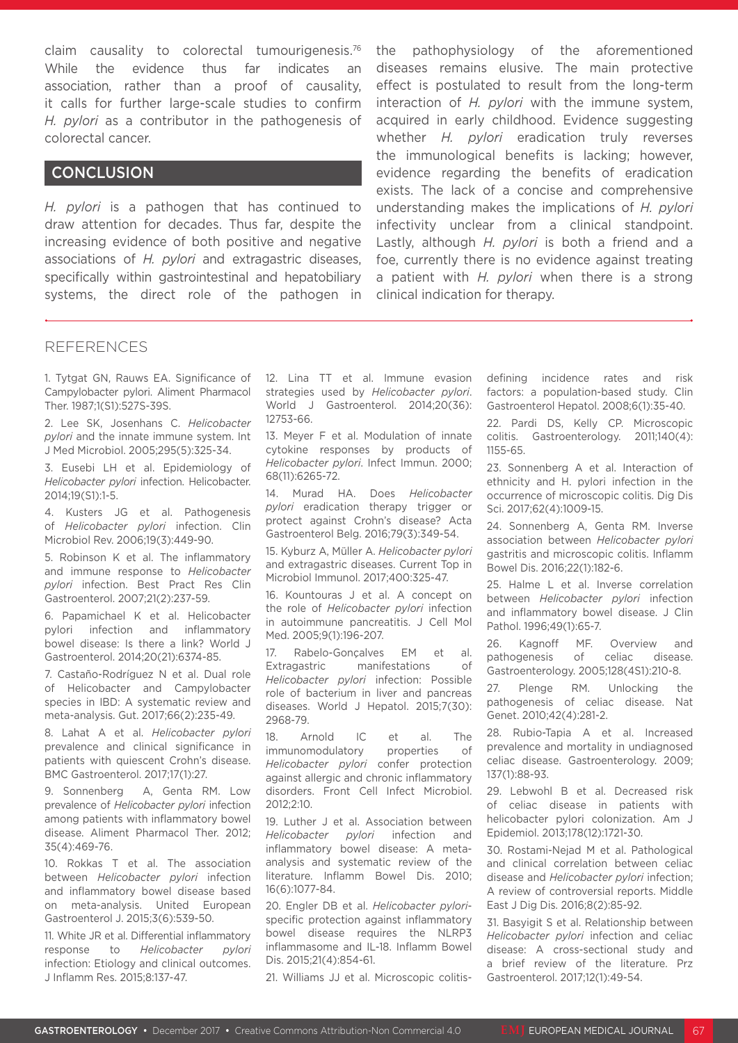claim causality to colorectal tumourigenesis.[76] While the evidence thus far indicates an association, rather than a proof of causality, it calls for further large-scale studies to confirm *H. pylori* as a contributor in the pathogenesis of colorectal cancer.

## CONCLUSION

*H. pylori* is a pathogen that has continued to draw attention for decades. Thus far, despite the increasing evidence of both positive and negative associations of *H. pylori* and extragastric diseases, specifically within gastrointestinal and hepatobiliary systems, the direct role of the pathogen in the pathophysiology of the aforementioned diseases remains elusive. The main protective effect is postulated to result from the long-term interaction of *H. pylori* with the immune system, acquired in early childhood. Evidence suggesting whether *H. pylori* eradication truly reverses the immunological benefits is lacking; however, evidence regarding the benefits of eradication exists. The lack of a concise and comprehensive understanding makes the implications of *H. pylori* infectivity unclear from a clinical standpoint. Lastly, although *H. pylori* is both a friend and a foe, currently there is no evidence against treating a patient with *H. pylori* when there is a strong clinical indication for therapy.

## REFERENCES

1. Tytgat GN, Rauws EA. Significance of Campylobacter pylori. Aliment Pharmacol Ther. 1987;1(S1):527S-39S.
2. Lee SK, Josenhans C. *Helicobacter pylori* and the innate immune system. Int J Med Microbiol. 2005;295(5):325-34.
3. Eusebi LH et al. Epidemiology of *Helicobacter pylori* infection. Helicobacter. 2014;19(S1):1-5.
4. Kusters JG et al. Pathogenesis of *Helicobacter pylori* infection. Clin Microbiol Rev. 2006;19(3):449-90.
5. Robinson K et al. The inflammatory and immune response to *Helicobacter pylori* infection. Best Pract Res Clin Gastroenterol. 2007;21(2):237-59.
6. Papamichael K et al. Helicobacter pylori infection and inflammatory bowel disease: Is there a link? World J Gastroenterol. 2014;20(21):6374-85.
7. Castaño-Rodríguez N et al. Dual role of Helicobacter and Campylobacter species in IBD: A systematic review and meta-analysis. Gut. 2017;66(2):235-49.
8. Lahat A et al. *Helicobacter pylori* prevalence and clinical significance in patients with quiescent Crohn's disease. BMC Gastroenterol. 2017;17(1):27.
9. Sonnenberg A, Genta RM. Low prevalence of *Helicobacter pylori* infection among patients with inflammatory bowel disease. Aliment Pharmacol Ther. 2012; 35(4):469-76.
10. Rokkas T et al. The association between *Helicobacter pylori* infection and inflammatory bowel disease based on meta-analysis. United European Gastroenterol J. 2015;3(6):539-50.
11. White JR et al. Differential inflammatory response to *Helicobacter pylori* infection: Etiology and clinical outcomes. J Inflamm Res. 2015;8:137-47.
12. Lina TT et al. Immune evasion strategies used by *Helicobacter pylori*. World J Gastroenterol. 2014;20(36): 12753-66.
13. Meyer F et al. Modulation of innate cytokine responses by products of *Helicobacter pylori*. Infect Immun. 2000; 68(11):6265-72.
14. Murad HA. Does *Helicobacter pylori* eradication therapy trigger or protect against Crohn's disease? Acta Gastroenterol Belg. 2016;79(3):349-54.
15. Kyburz A, Müller A. *Helicobacter pylori* and extragastric diseases. Current Top in Microbiol Immunol. 2017;400:325-47.
16. Kountouras J et al. A concept on the role of *Helicobacter pylori* infection in autoimmune pancreatitis. J Cell Mol Med. 2005;9(1):196-207.
17. Rabelo-Gonçalves EM et al. Extragastric manifestations of *Helicobacter pylori* infection: Possible role of bacterium in liver and pancreas diseases. World J Hepatol. 2015;7(30): 2968-79.
18. Arnold IC et al. The immunomodulatory properties of *Helicobacter pylori* confer protection against allergic and chronic inflammatory disorders. Front Cell Infect Microbiol. 2012;2:10.
19. Luther J et al. Association between *Helicobacter pylori* infection and inflammatory bowel disease: A meta-analysis and systematic review of the literature. Inflamm Bowel Dis. 2010; 16(6):1077-84.
20. Engler DB et al. *Helicobacter pylori*-specific protection against inflammatory bowel disease requires the NLRP3 inflammasome and IL-18. Inflamm Bowel Dis. 2015;21(4):854-61.
21. Williams JJ et al. Microscopic colitis-defining incidence rates and risk factors: a population-based study. Clin Gastroenterol Hepatol. 2008;6(1):35-40.
22. Pardi DS, Kelly CP. Microscopic colitis. Gastroenterology. 2011;140(4): 1155-65.
23. Sonnenberg A et al. Interaction of ethnicity and H. pylori infection in the occurrence of microscopic colitis. Dig Dis Sci. 2017;62(4):1009-15.
24. Sonnenberg A, Genta RM. Inverse association between *Helicobacter pylori* gastritis and microscopic colitis. Inflamm Bowel Dis. 2016;22(1):182-6.
25. Halme L et al. Inverse correlation between *Helicobacter pylori* infection and inflammatory bowel disease. J Clin Pathol. 1996;49(1):65-7.
26. Kagnoff MF. Overview and pathogenesis of celiac disease. Gastroenterology. 2005;128(4S1):210-8.
27. Plenge RM. Unlocking the pathogenesis of celiac disease. Nat Genet. 2010;42(4):281-2.
28. Rubio-Tapia A et al. Increased prevalence and mortality in undiagnosed celiac disease. Gastroenterology. 2009; 137(1):88-93.
29. Lebwohl B et al. Decreased risk of celiac disease in patients with helicobacter pylori colonization. Am J Epidemiol. 2013;178(12):1721-30.
30. Rostami-Nejad M et al. Pathological and clinical correlation between celiac disease and *Helicobacter pylori* infection; A review of controversial reports. Middle East J Dig Dis. 2016;8(2):85-92.
31. Basyigit S et al. Relationship between *Helicobacter pylori* infection and celiac disease: A cross-sectional study and a brief review of the literature. Prz Gastroenterol. 2017;12(1):49-54.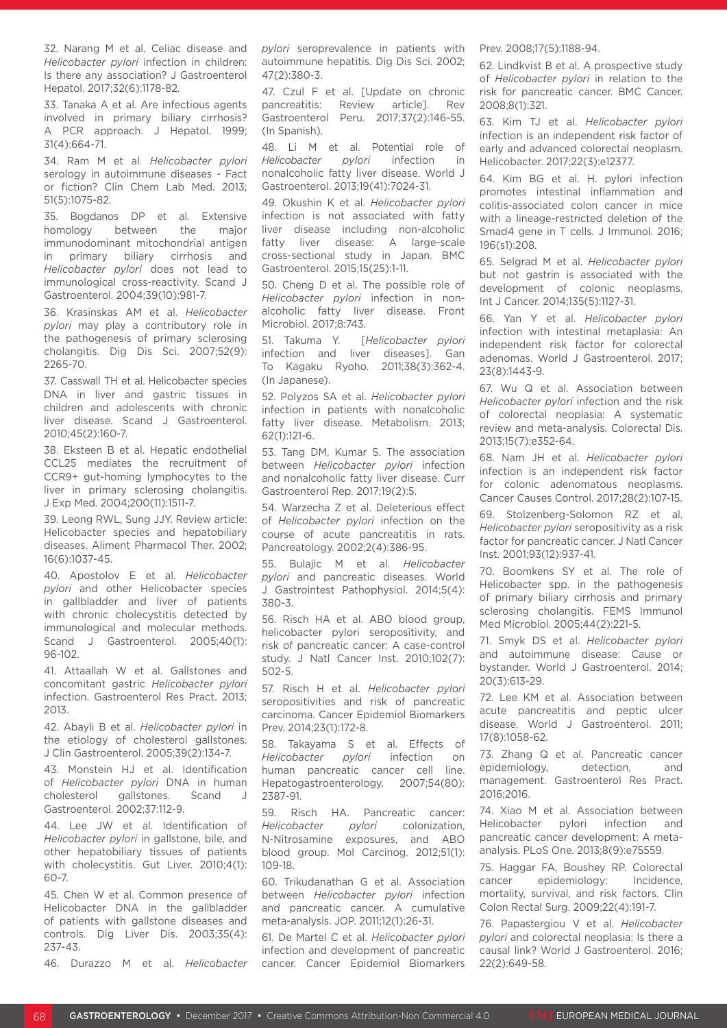32. Narang M et al. Celiac disease and *Helicobacter pylori* infection in children: Is there any association? J Gastroenterol Hepatol. 2017;32(6):1178-82.

33. Tanaka A et al. Are infectious agents involved in primary biliary cirrhosis? A PCR approach. J Hepatol. 1999; 31(4):664-71.

34. Ram M et al. *Helicobacter pylori* serology in autoimmune diseases - Fact or fiction? Clin Chem Lab Med. 2013; 51(5):1075-82.

35. Bogdanos DP et al. Extensive homology between the major immunodominant mitochondrial antigen in primary biliary cirrhosis and *Helicobacter pylori* does not lead to immunological cross-reactivity. Scand J Gastroenterol. 2004;39(10):981-7.

36. Krasinskas AM et al. *Helicobacter pylori* may play a contributory role in the pathogenesis of primary sclerosing cholangitis. Dig Dis Sci. 2007;52(9): 2265-70.

37. Casswall TH et al. Helicobacter species DNA in liver and gastric tissues in children and adolescents with chronic liver disease. Scand J Gastroenterol. 2010;45(2):160-7.

38. Eksteen B et al. Hepatic endothelial CCL25 mediates the recruitment of CCR9+ gut-homing lymphocytes to the liver in primary sclerosing cholangitis. J Exp Med. 2004;200(11):1511-7.

39. Leong RWL, Sung JJY. Review article: Helicobacter species and hepatobiliary diseases. Aliment Pharmacol Ther. 2002; 16(6):1037-45.

40. Apostolov E et al. *Helicobacter pylori* and other Helicobacter species in gallbladder and liver of patients with chronic cholecystitis detected by immunological and molecular methods. Scand J Gastroenterol. 2005;40(1): 96-102.

41. Attaallah W et al. Gallstones and concomitant gastric *Helicobacter pylori* infection. Gastroenterol Res Pract. 2013; 2013.

42. Abayli B et al. *Helicobacter pylori* in the etiology of cholesterol gallstones. J Clin Gastroenterol. 2005;39(2):134-7.

43. Monstein HJ et al. Identification of *Helicobacter pylori* DNA in human cholesterol gallstones. Scand J Gastroenterol. 2002;37:112-9.

44. Lee JW et al. Identification of *Helicobacter pylori* in gallstone, bile, and other hepatobiliary tissues of patients with cholecystitis. Gut Liver. 2010;4(1): 60-7.

45. Chen W et al. Common presence of Helicobacter DNA in the gallbladder of patients with gallstone diseases and controls. Dig Liver Dis. 2003;35(4): 237-43.

46. Durazzo M et al. *Helicobacter pylori* seroprevalence in patients with autoimmune hepatitis. Dig Dis Sci. 2002; 47(2):380-3.

47. Czul F et al. [Update on chronic pancreatitis: Review article]. Rev Gastroenterol Peru. 2017;37(2):146-55. (In Spanish).

48. Li M et al. Potential role of *Helicobacter pylori* infection in nonalcoholic fatty liver disease. World J Gastroenterol. 2013;19(41):7024-31.

49. Okushin K et al. *Helicobacter pylori* infection is not associated with fatty liver disease including non-alcoholic fatty liver disease: A large-scale cross-sectional study in Japan. BMC Gastroenterol. 2015;15(25):1-11.

50. Cheng D et al. The possible role of *Helicobacter pylori* infection in non-alcoholic fatty liver disease. Front Microbiol. 2017;8:743.

51. Takuma Y. [*Helicobacter pylori* infection and liver diseases]. Gan To Kagaku Ryoho. 2011;38(3):362-4. (In Japanese).

52. Polyzos SA et al. *Helicobacter pylori* infection in patients with nonalcoholic fatty liver disease. Metabolism. 2013; 62(1):121-6.

53. Tang DM, Kumar S. The association between *Helicobacter pylori* infection and nonalcoholic fatty liver disease. Curr Gastroenterol Rep. 2017;19(2):5.

54. Warzecha Z et al. Deleterious effect of *Helicobacter pylori* infection on the course of acute pancreatitis in rats. Pancreatology. 2002;2(4):386-95.

55. Bulajic M et al. *Helicobacter pylori* and pancreatic diseases. World J Gastrointest Pathophysiol. 2014;5(4): 380-3.

56. Risch HA et al. ABO blood group, helicobacter pylori seropositivity, and risk of pancreatic cancer: A case-control study. J Natl Cancer Inst. 2010;102(7): 502-5.

57. Risch H et al. *Helicobacter pylori* seropositivities and risk of pancreatic carcinoma. Cancer Epidemiol Biomarkers Prev. 2014;23(1):172-8.

58. Takayama S et al. Effects of *Helicobacter pylori* infection on human pancreatic cancer cell line. Hepatogastroenterology. 2007;54(80): 2387-91.

59. Risch HA. Pancreatic cancer: *Helicobacter pylori* colonization, N-Nitrosamine exposures, and ABO blood group. Mol Carcinog. 2012;51(1): 109-18.

60. Trikudanathan G et al. Association between *Helicobacter pylori* infection and pancreatic cancer. A cumulative meta-analysis. JOP. 2011;12(1):26-31.

61. De Martel C et al. *Helicobacter pylori* infection and development of pancreatic cancer. Cancer Epidemiol Biomarkers Prev. 2008;17(5):1188-94.

62. Lindkvist B et al. A prospective study of *Helicobacter pylori* in relation to the risk for pancreatic cancer. BMC Cancer. 2008;8(1):321.

63. Kim TJ et al. *Helicobacter pylori* infection is an independent risk factor of early and advanced colorectal neoplasm. Helicobacter. 2017;22(3):e12377.

64. Kim BG et al. H. pylori infection promotes intestinal inflammation and colitis-associated colon cancer in mice with a lineage-restricted deletion of the Smad4 gene in T cells. J Immunol. 2016; 196(s1):208.

65. Selgrad M et al. *Helicobacter pylori* but not gastrin is associated with the development of colonic neoplasms. Int J Cancer. 2014;135(5):1127-31.

66. Yan Y et al. *Helicobacter pylori* infection with intestinal metaplasia: An independent risk factor for colorectal adenomas. World J Gastroenterol. 2017; 23(8):1443-9.

67. Wu Q et al. Association between *Helicobacter pylori* infection and the risk of colorectal neoplasia: A systematic review and meta-analysis. Colorectal Dis. 2013;15(7):e352-64.

68. Nam JH et al. *Helicobacter pylori* infection is an independent risk factor for colonic adenomatous neoplasms. Cancer Causes Control. 2017;28(2):107-15.

69. Stolzenberg-Solomon RZ et al. *Helicobacter pylori* seropositivity as a risk factor for pancreatic cancer. J Natl Cancer Inst. 2001;93(12):937-41.

70. Boomkens SY et al. The role of Helicobacter spp. in the pathogenesis of primary biliary cirrhosis and primary sclerosing cholangitis. FEMS Immunol Med Microbiol. 2005;44(2):221-5.

71. Smyk DS et al. *Helicobacter pylori* and autoimmune disease: Cause or bystander. World J Gastroenterol. 2014; 20(3):613-29.

72. Lee KM et al. Association between acute pancreatitis and peptic ulcer disease. World J Gastroenterol. 2011; 17(8):1058-62.

73. Zhang Q et al. Pancreatic cancer epidemiology, detection, and management. Gastroenterol Res Pract. 2016;2016.

74. Xiao M et al. Association between Helicobacter pylori infection and pancreatic cancer development: A meta-analysis. PLoS One. 2013;8(9):e75559.

75. Haggar FA, Boushey RP. Colorectal cancer epidemiology: Incidence, mortality, survival, and risk factors. Clin Colon Rectal Surg. 2009;22(4):191-7.

76. Papastergiou V et al. *Helicobacter pylori* and colorectal neoplasia: Is there a causal link? World J Gastroenterol. 2016; 22(2):649-58.